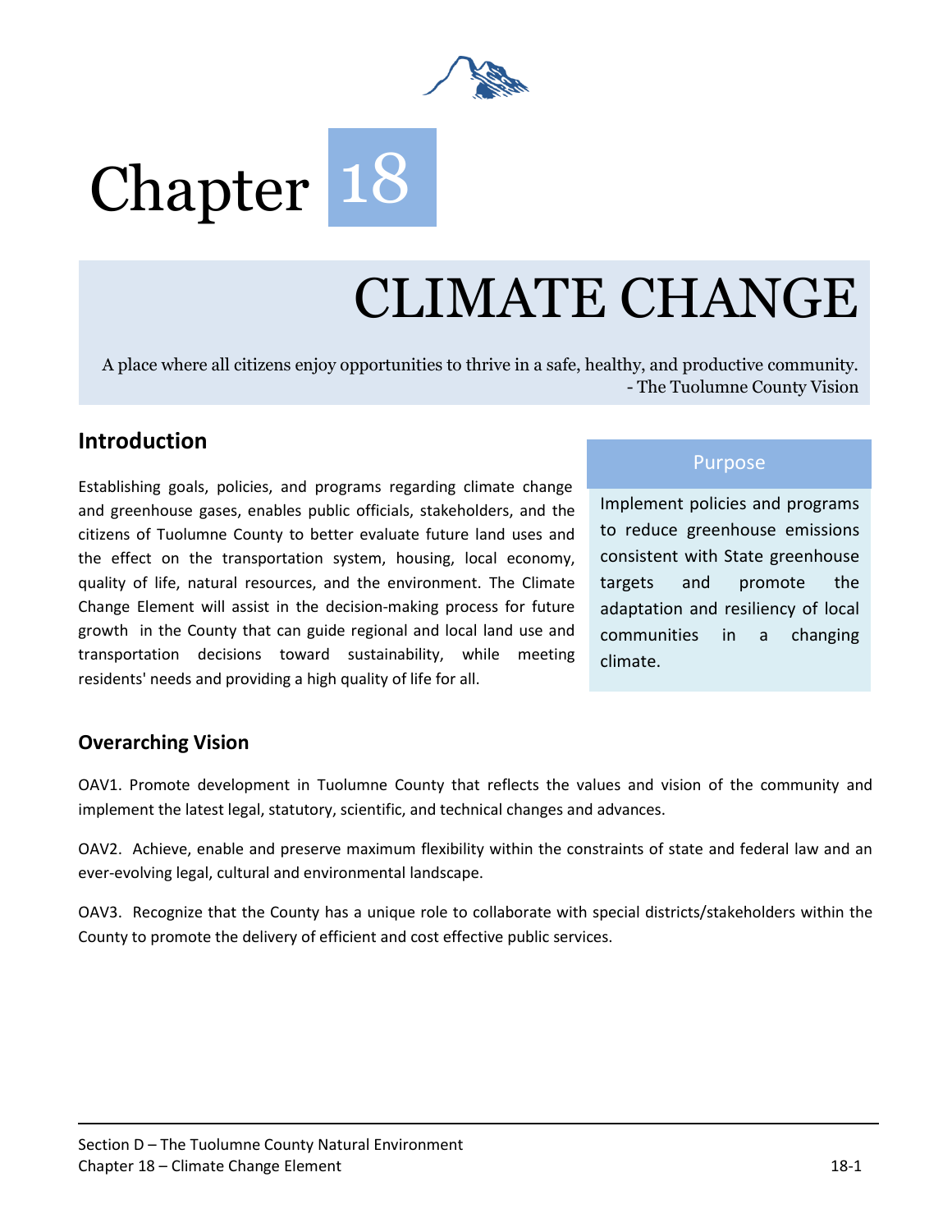# Chapter 18

# CLIMATE CHANGE

A place where all citizens enjoy opportunities to thrive in a safe, healthy, and productive community.
- The Tuolumne County Vision

## Introduction

Establishing goals, policies, and programs regarding climate change and greenhouse gases, enables public officials, stakeholders, and the citizens of Tuolumne County to better evaluate future land uses and the effect on the transportation system, housing, local economy, quality of life, natural resources, and the environment. The Climate Change Element will assist in the decision-making process for future growth in the County that can guide regional and local land use and transportation decisions toward sustainability, while meeting residents' needs and providing a high quality of life for all.

### Purpose

Implement policies and programs to reduce greenhouse emissions consistent with State greenhouse targets and promote the adaptation and resiliency of local communities in a changing climate.

## Overarching Vision

OAV1. Promote development in Tuolumne County that reflects the values and vision of the community and implement the latest legal, statutory, scientific, and technical changes and advances.

OAV2. Achieve, enable and preserve maximum flexibility within the constraints of state and federal law and an ever-evolving legal, cultural and environmental landscape.

OAV3. Recognize that the County has a unique role to collaborate with special districts/stakeholders within the County to promote the delivery of efficient and cost effective public services.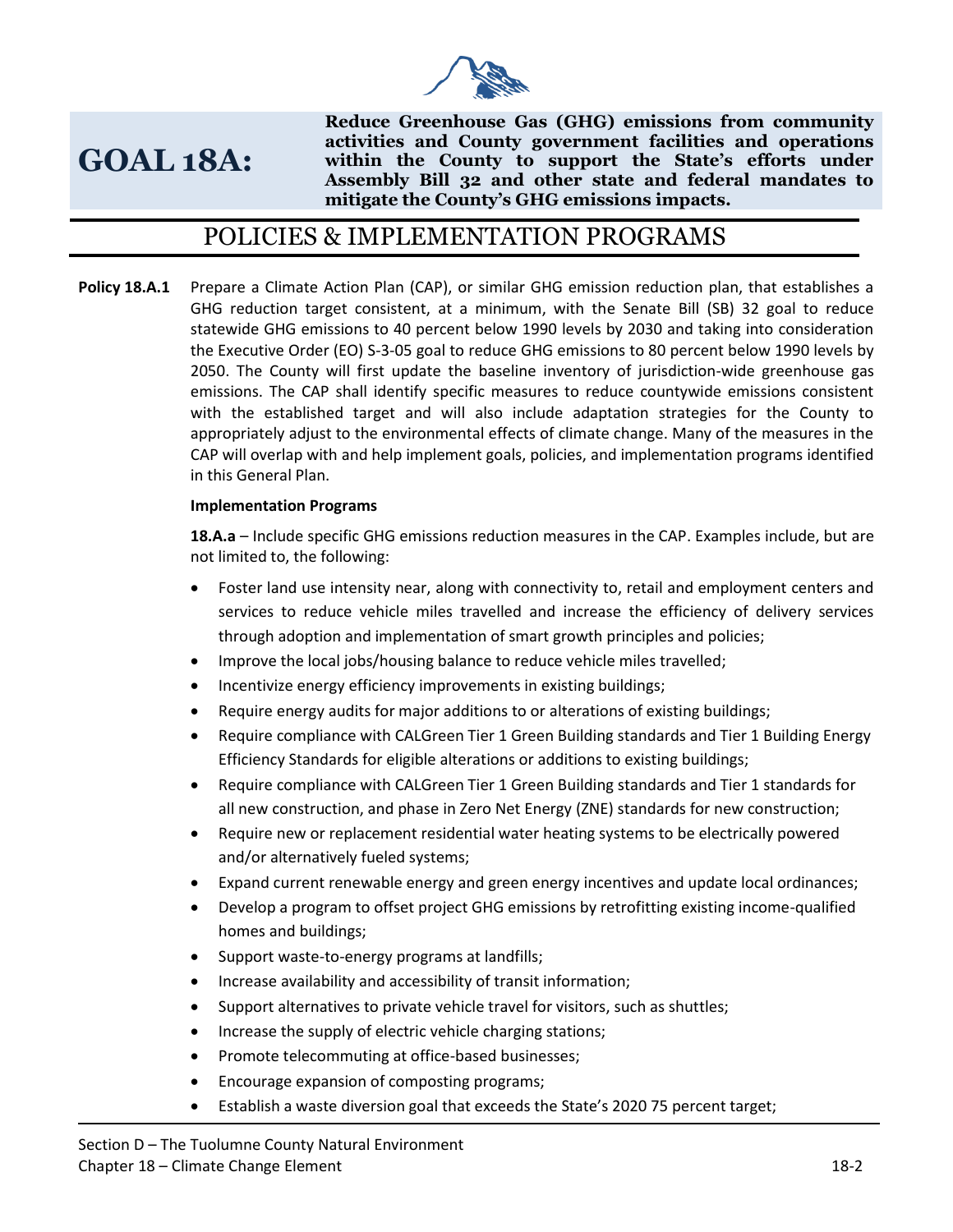# GOAL 18A:

**Reduce Greenhouse Gas (GHG) emissions from community activities and County government facilities and operations within the County to support the State's efforts under Assembly Bill 32 and other state and federal mandates to mitigate the County's GHG emissions impacts.**

## POLICIES & IMPLEMENTATION PROGRAMS

**Policy 18.A.1** Prepare a Climate Action Plan (CAP), or similar GHG emission reduction plan, that establishes a GHG reduction target consistent, at a minimum, with the Senate Bill (SB) 32 goal to reduce statewide GHG emissions to 40 percent below 1990 levels by 2030 and taking into consideration the Executive Order (EO) S-3-05 goal to reduce GHG emissions to 80 percent below 1990 levels by 2050. The County will first update the baseline inventory of jurisdiction-wide greenhouse gas emissions. The CAP shall identify specific measures to reduce countywide emissions consistent with the established target and will also include adaptation strategies for the County to appropriately adjust to the environmental effects of climate change. Many of the measures in the CAP will overlap with and help implement goals, policies, and implementation programs identified in this General Plan.

**Implementation Programs**

**18.A.a** – Include specific GHG emissions reduction measures in the CAP. Examples include, but are not limited to, the following:

- Foster land use intensity near, along with connectivity to, retail and employment centers and services to reduce vehicle miles travelled and increase the efficiency of delivery services through adoption and implementation of smart growth principles and policies;
- Improve the local jobs/housing balance to reduce vehicle miles travelled;
- Incentivize energy efficiency improvements in existing buildings;
- Require energy audits for major additions to or alterations of existing buildings;
- Require compliance with CALGreen Tier 1 Green Building standards and Tier 1 Building Energy Efficiency Standards for eligible alterations or additions to existing buildings;
- Require compliance with CALGreen Tier 1 Green Building standards and Tier 1 standards for all new construction, and phase in Zero Net Energy (ZNE) standards for new construction;
- Require new or replacement residential water heating systems to be electrically powered and/or alternatively fueled systems;
- Expand current renewable energy and green energy incentives and update local ordinances;
- Develop a program to offset project GHG emissions by retrofitting existing income-qualified homes and buildings;
- Support waste-to-energy programs at landfills;
- Increase availability and accessibility of transit information;
- Support alternatives to private vehicle travel for visitors, such as shuttles;
- Increase the supply of electric vehicle charging stations;
- Promote telecommuting at office-based businesses;
- Encourage expansion of composting programs;
- Establish a waste diversion goal that exceeds the State's 2020 75 percent target;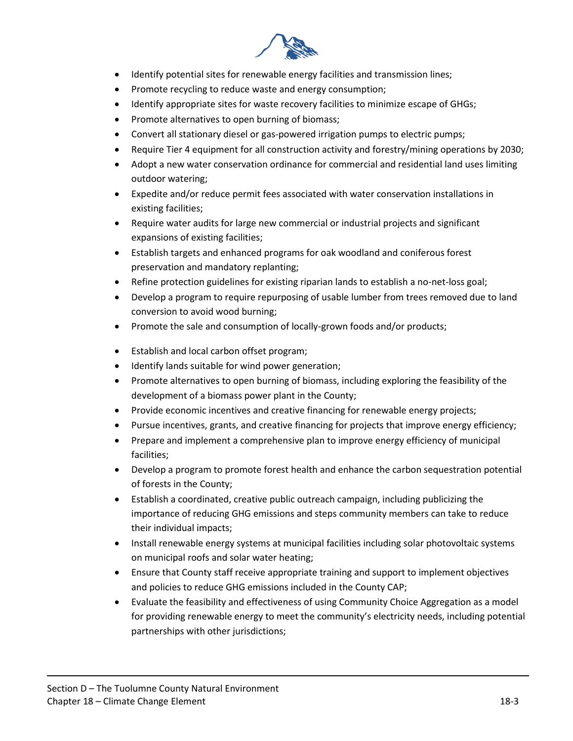- Identify potential sites for renewable energy facilities and transmission lines;
- Promote recycling to reduce waste and energy consumption;
- Identify appropriate sites for waste recovery facilities to minimize escape of GHGs;
- Promote alternatives to open burning of biomass;
- Convert all stationary diesel or gas-powered irrigation pumps to electric pumps;
- Require Tier 4 equipment for all construction activity and forestry/mining operations by 2030;
- Adopt a new water conservation ordinance for commercial and residential land uses limiting outdoor watering;
- Expedite and/or reduce permit fees associated with water conservation installations in existing facilities;
- Require water audits for large new commercial or industrial projects and significant expansions of existing facilities;
- Establish targets and enhanced programs for oak woodland and coniferous forest preservation and mandatory replanting;
- Refine protection guidelines for existing riparian lands to establish a no-net-loss goal;
- Develop a program to require repurposing of usable lumber from trees removed due to land conversion to avoid wood burning;
- Promote the sale and consumption of locally-grown foods and/or products;
- Establish and local carbon offset program;
- Identify lands suitable for wind power generation;
- Promote alternatives to open burning of biomass, including exploring the feasibility of the development of a biomass power plant in the County;
- Provide economic incentives and creative financing for renewable energy projects;
- Pursue incentives, grants, and creative financing for projects that improve energy efficiency;
- Prepare and implement a comprehensive plan to improve energy efficiency of municipal facilities;
- Develop a program to promote forest health and enhance the carbon sequestration potential of forests in the County;
- Establish a coordinated, creative public outreach campaign, including publicizing the importance of reducing GHG emissions and steps community members can take to reduce their individual impacts;
- Install renewable energy systems at municipal facilities including solar photovoltaic systems on municipal roofs and solar water heating;
- Ensure that County staff receive appropriate training and support to implement objectives and policies to reduce GHG emissions included in the County CAP;
- Evaluate the feasibility and effectiveness of using Community Choice Aggregation as a model for providing renewable energy to meet the community's electricity needs, including potential partnerships with other jurisdictions;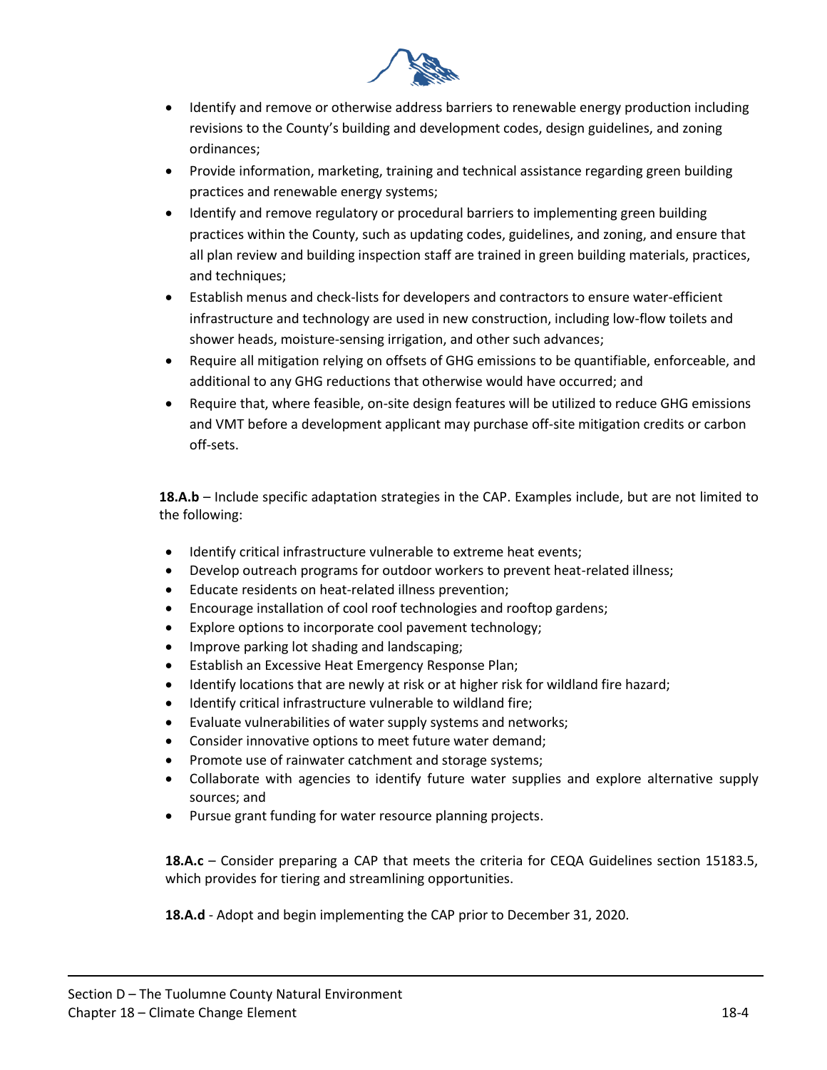- Identify and remove or otherwise address barriers to renewable energy production including revisions to the County's building and development codes, design guidelines, and zoning ordinances;
- Provide information, marketing, training and technical assistance regarding green building practices and renewable energy systems;
- Identify and remove regulatory or procedural barriers to implementing green building practices within the County, such as updating codes, guidelines, and zoning, and ensure that all plan review and building inspection staff are trained in green building materials, practices, and techniques;
- Establish menus and check-lists for developers and contractors to ensure water-efficient infrastructure and technology are used in new construction, including low-flow toilets and shower heads, moisture-sensing irrigation, and other such advances;
- Require all mitigation relying on offsets of GHG emissions to be quantifiable, enforceable, and additional to any GHG reductions that otherwise would have occurred; and
- Require that, where feasible, on-site design features will be utilized to reduce GHG emissions and VMT before a development applicant may purchase off-site mitigation credits or carbon off-sets.

**18.A.b** – Include specific adaptation strategies in the CAP. Examples include, but are not limited to the following:

- Identify critical infrastructure vulnerable to extreme heat events;
- Develop outreach programs for outdoor workers to prevent heat-related illness;
- Educate residents on heat-related illness prevention;
- Encourage installation of cool roof technologies and rooftop gardens;
- Explore options to incorporate cool pavement technology;
- Improve parking lot shading and landscaping;
- Establish an Excessive Heat Emergency Response Plan;
- Identify locations that are newly at risk or at higher risk for wildland fire hazard;
- Identify critical infrastructure vulnerable to wildland fire;
- Evaluate vulnerabilities of water supply systems and networks;
- Consider innovative options to meet future water demand;
- Promote use of rainwater catchment and storage systems;
- Collaborate with agencies to identify future water supplies and explore alternative supply sources; and
- Pursue grant funding for water resource planning projects.

**18.A.c** – Consider preparing a CAP that meets the criteria for CEQA Guidelines section 15183.5, which provides for tiering and streamlining opportunities.

**18.A.d** - Adopt and begin implementing the CAP prior to December 31, 2020.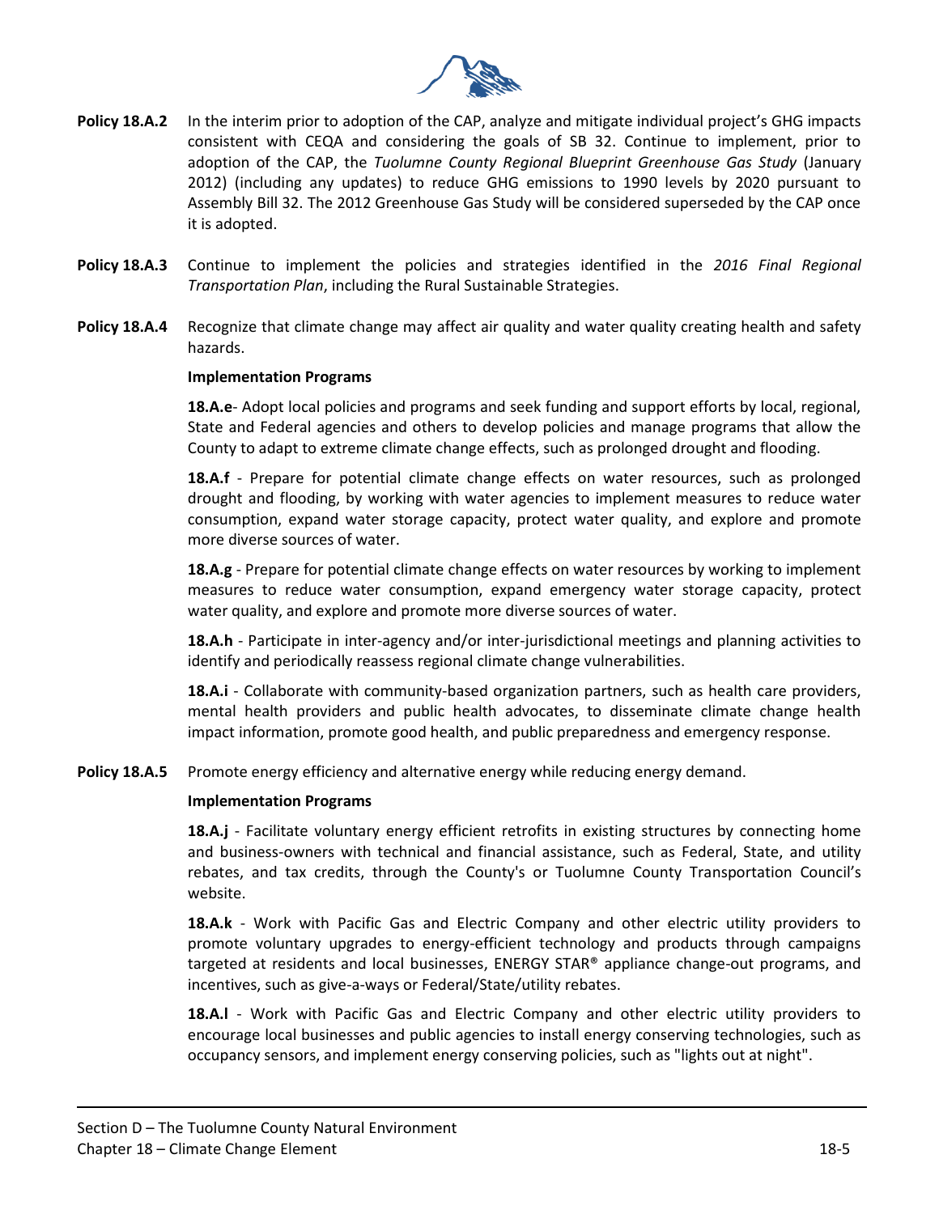**Policy 18.A.2** In the interim prior to adoption of the CAP, analyze and mitigate individual project's GHG impacts consistent with CEQA and considering the goals of SB 32. Continue to implement, prior to adoption of the CAP, the *Tuolumne County Regional Blueprint Greenhouse Gas Study* (January 2012) (including any updates) to reduce GHG emissions to 1990 levels by 2020 pursuant to Assembly Bill 32. The 2012 Greenhouse Gas Study will be considered superseded by the CAP once it is adopted.

**Policy 18.A.3** Continue to implement the policies and strategies identified in the *2016 Final Regional Transportation Plan*, including the Rural Sustainable Strategies.

**Policy 18.A.4** Recognize that climate change may affect air quality and water quality creating health and safety hazards.

**Implementation Programs**

**18.A.e**- Adopt local policies and programs and seek funding and support efforts by local, regional, State and Federal agencies and others to develop policies and manage programs that allow the County to adapt to extreme climate change effects, such as prolonged drought and flooding.

**18.A.f** - Prepare for potential climate change effects on water resources, such as prolonged drought and flooding, by working with water agencies to implement measures to reduce water consumption, expand water storage capacity, protect water quality, and explore and promote more diverse sources of water.

**18.A.g** - Prepare for potential climate change effects on water resources by working to implement measures to reduce water consumption, expand emergency water storage capacity, protect water quality, and explore and promote more diverse sources of water.

**18.A.h** - Participate in inter-agency and/or inter-jurisdictional meetings and planning activities to identify and periodically reassess regional climate change vulnerabilities.

**18.A.i** - Collaborate with community-based organization partners, such as health care providers, mental health providers and public health advocates, to disseminate climate change health impact information, promote good health, and public preparedness and emergency response.

**Policy 18.A.5** Promote energy efficiency and alternative energy while reducing energy demand.

**Implementation Programs**

**18.A.j** - Facilitate voluntary energy efficient retrofits in existing structures by connecting home and business-owners with technical and financial assistance, such as Federal, State, and utility rebates, and tax credits, through the County's or Tuolumne County Transportation Council's website.

**18.A.k** - Work with Pacific Gas and Electric Company and other electric utility providers to promote voluntary upgrades to energy-efficient technology and products through campaigns targeted at residents and local businesses, ENERGY STAR® appliance change-out programs, and incentives, such as give-a-ways or Federal/State/utility rebates.

**18.A.l** - Work with Pacific Gas and Electric Company and other electric utility providers to encourage local businesses and public agencies to install energy conserving technologies, such as occupancy sensors, and implement energy conserving policies, such as "lights out at night".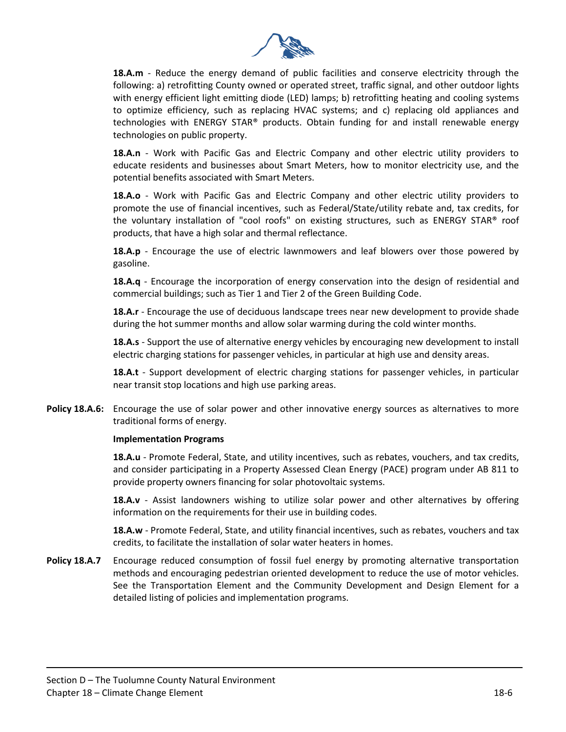**18.A.m** - Reduce the energy demand of public facilities and conserve electricity through the following: a) retrofitting County owned or operated street, traffic signal, and other outdoor lights with energy efficient light emitting diode (LED) lamps; b) retrofitting heating and cooling systems to optimize efficiency, such as replacing HVAC systems; and c) replacing old appliances and technologies with ENERGY STAR® products. Obtain funding for and install renewable energy technologies on public property.

**18.A.n** - Work with Pacific Gas and Electric Company and other electric utility providers to educate residents and businesses about Smart Meters, how to monitor electricity use, and the potential benefits associated with Smart Meters.

**18.A.o** - Work with Pacific Gas and Electric Company and other electric utility providers to promote the use of financial incentives, such as Federal/State/utility rebate and, tax credits, for the voluntary installation of "cool roofs" on existing structures, such as ENERGY STAR® roof products, that have a high solar and thermal reflectance.

**18.A.p** - Encourage the use of electric lawnmowers and leaf blowers over those powered by gasoline.

**18.A.q** - Encourage the incorporation of energy conservation into the design of residential and commercial buildings; such as Tier 1 and Tier 2 of the Green Building Code.

**18.A.r** - Encourage the use of deciduous landscape trees near new development to provide shade during the hot summer months and allow solar warming during the cold winter months.

**18.A.s** - Support the use of alternative energy vehicles by encouraging new development to install electric charging stations for passenger vehicles, in particular at high use and density areas.

**18.A.t** - Support development of electric charging stations for passenger vehicles, in particular near transit stop locations and high use parking areas.

**Policy 18.A.6:** Encourage the use of solar power and other innovative energy sources as alternatives to more traditional forms of energy.

**Implementation Programs**

**18.A.u** - Promote Federal, State, and utility incentives, such as rebates, vouchers, and tax credits, and consider participating in a Property Assessed Clean Energy (PACE) program under AB 811 to provide property owners financing for solar photovoltaic systems.

**18.A.v** - Assist landowners wishing to utilize solar power and other alternatives by offering information on the requirements for their use in building codes.

**18.A.w** - Promote Federal, State, and utility financial incentives, such as rebates, vouchers and tax credits, to facilitate the installation of solar water heaters in homes.

**Policy 18.A.7** Encourage reduced consumption of fossil fuel energy by promoting alternative transportation methods and encouraging pedestrian oriented development to reduce the use of motor vehicles. See the Transportation Element and the Community Development and Design Element for a detailed listing of policies and implementation programs.